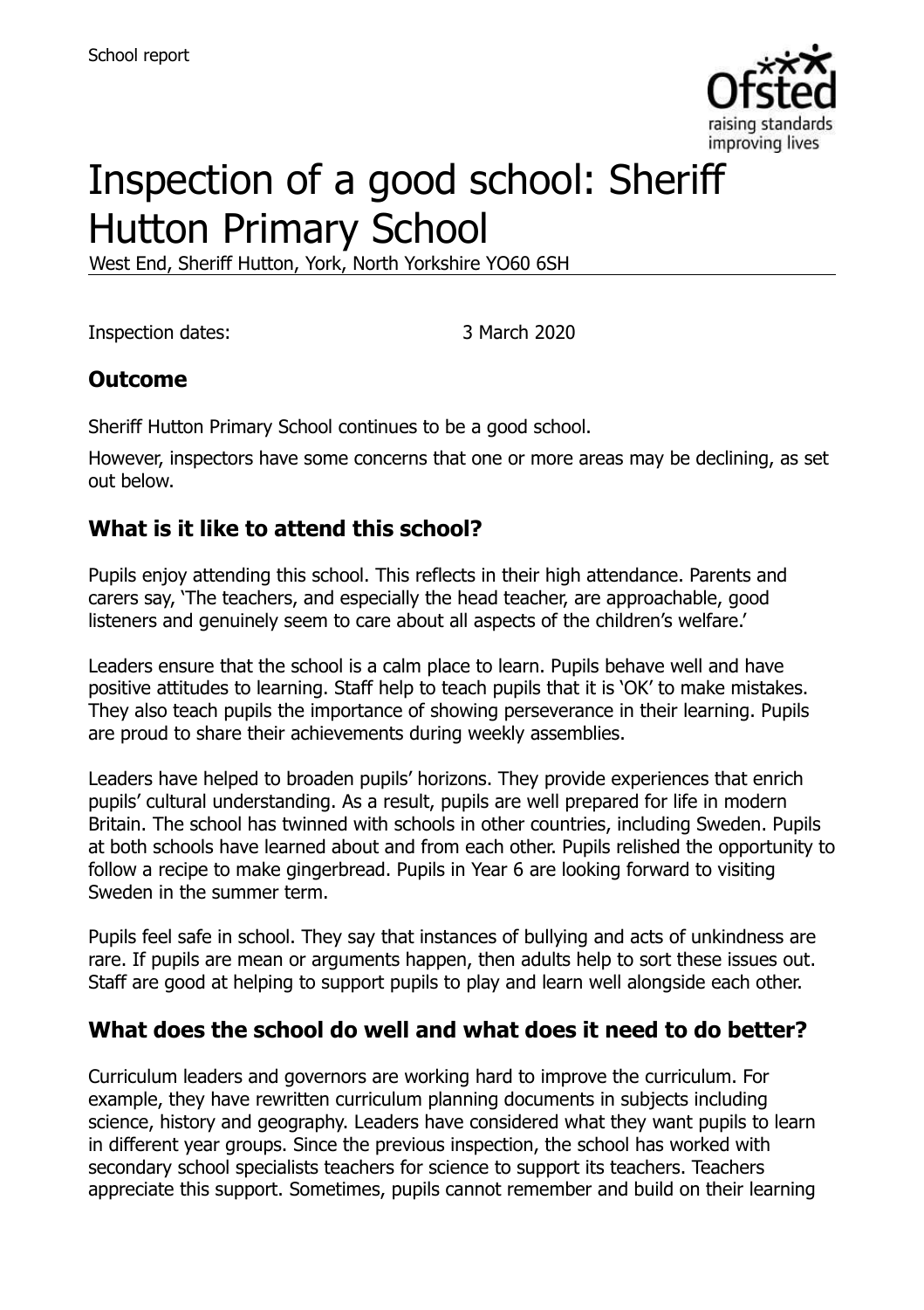School report

# Inspection of a good school: Sheriff Hutton Primary School

West End, Sheriff Hutton, York, North Yorkshire YO60 6SH

Inspection dates: 3 March 2020

## Outcome

Sheriff Hutton Primary School continues to be a good school.

However, inspectors have some concerns that one or more areas may be declining, as set out below.

## What is it like to attend this school?

Pupils enjoy attending this school. This reflects in their high attendance. Parents and carers say, 'The teachers, and especially the head teacher, are approachable, good listeners and genuinely seem to care about all aspects of the children's welfare.'

Leaders ensure that the school is a calm place to learn. Pupils behave well and have positive attitudes to learning. Staff help to teach pupils that it is 'OK' to make mistakes. They also teach pupils the importance of showing perseverance in their learning. Pupils are proud to share their achievements during weekly assemblies.

Leaders have helped to broaden pupils' horizons. They provide experiences that enrich pupils' cultural understanding. As a result, pupils are well prepared for life in modern Britain. The school has twinned with schools in other countries, including Sweden. Pupils at both schools have learned about and from each other. Pupils relished the opportunity to follow a recipe to make gingerbread. Pupils in Year 6 are looking forward to visiting Sweden in the summer term.

Pupils feel safe in school. They say that instances of bullying and acts of unkindness are rare. If pupils are mean or arguments happen, then adults help to sort these issues out. Staff are good at helping to support pupils to play and learn well alongside each other.

## What does the school do well and what does it need to do better?

Curriculum leaders and governors are working hard to improve the curriculum. For example, they have rewritten curriculum planning documents in subjects including science, history and geography. Leaders have considered what they want pupils to learn in different year groups. Since the previous inspection, the school has worked with secondary school specialists teachers for science to support its teachers. Teachers appreciate this support. Sometimes, pupils cannot remember and build on their learning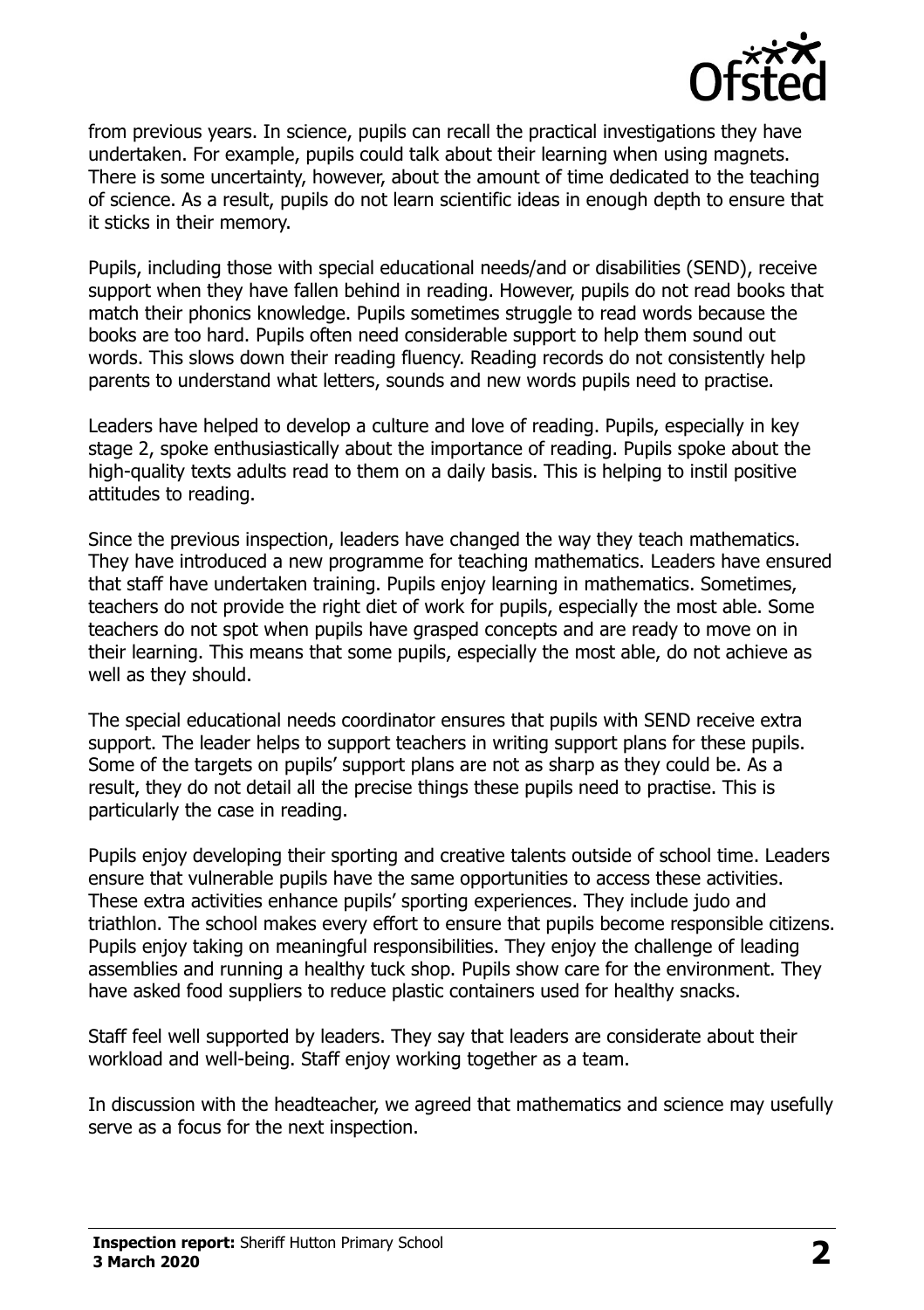from previous years. In science, pupils can recall the practical investigations they have undertaken. For example, pupils could talk about their learning when using magnets. There is some uncertainty, however, about the amount of time dedicated to the teaching of science. As a result, pupils do not learn scientific ideas in enough depth to ensure that it sticks in their memory.

Pupils, including those with special educational needs/and or disabilities (SEND), receive support when they have fallen behind in reading. However, pupils do not read books that match their phonics knowledge. Pupils sometimes struggle to read words because the books are too hard. Pupils often need considerable support to help them sound out words. This slows down their reading fluency. Reading records do not consistently help parents to understand what letters, sounds and new words pupils need to practise.

Leaders have helped to develop a culture and love of reading. Pupils, especially in key stage 2, spoke enthusiastically about the importance of reading. Pupils spoke about the high-quality texts adults read to them on a daily basis. This is helping to instil positive attitudes to reading.

Since the previous inspection, leaders have changed the way they teach mathematics. They have introduced a new programme for teaching mathematics. Leaders have ensured that staff have undertaken training. Pupils enjoy learning in mathematics. Sometimes, teachers do not provide the right diet of work for pupils, especially the most able. Some teachers do not spot when pupils have grasped concepts and are ready to move on in their learning. This means that some pupils, especially the most able, do not achieve as well as they should.

The special educational needs coordinator ensures that pupils with SEND receive extra support. The leader helps to support teachers in writing support plans for these pupils. Some of the targets on pupils' support plans are not as sharp as they could be. As a result, they do not detail all the precise things these pupils need to practise. This is particularly the case in reading.

Pupils enjoy developing their sporting and creative talents outside of school time. Leaders ensure that vulnerable pupils have the same opportunities to access these activities. These extra activities enhance pupils' sporting experiences. They include judo and triathlon. The school makes every effort to ensure that pupils become responsible citizens. Pupils enjoy taking on meaningful responsibilities. They enjoy the challenge of leading assemblies and running a healthy tuck shop. Pupils show care for the environment. They have asked food suppliers to reduce plastic containers used for healthy snacks.

Staff feel well supported by leaders. They say that leaders are considerate about their workload and well-being. Staff enjoy working together as a team.

In discussion with the headteacher, we agreed that mathematics and science may usefully serve as a focus for the next inspection.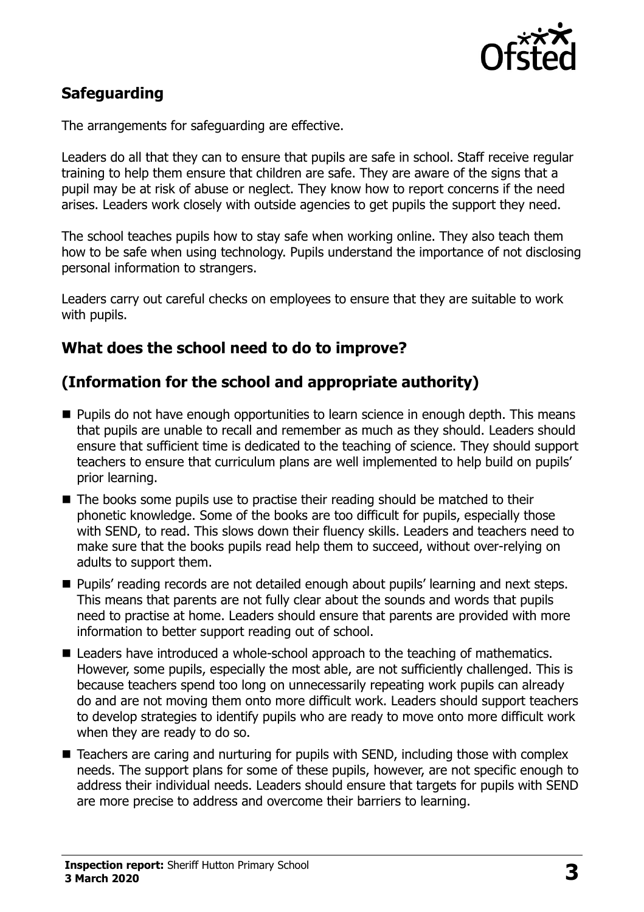## Safeguarding

The arrangements for safeguarding are effective.

Leaders do all that they can to ensure that pupils are safe in school. Staff receive regular training to help them ensure that children are safe. They are aware of the signs that a pupil may be at risk of abuse or neglect. They know how to report concerns if the need arises. Leaders work closely with outside agencies to get pupils the support they need.

The school teaches pupils how to stay safe when working online. They also teach them how to be safe when using technology. Pupils understand the importance of not disclosing personal information to strangers.

Leaders carry out careful checks on employees to ensure that they are suitable to work with pupils.

## What does the school need to do to improve?

## (Information for the school and appropriate authority)

- Pupils do not have enough opportunities to learn science in enough depth. This means that pupils are unable to recall and remember as much as they should. Leaders should ensure that sufficient time is dedicated to the teaching of science. They should support teachers to ensure that curriculum plans are well implemented to help build on pupils' prior learning.
- The books some pupils use to practise their reading should be matched to their phonetic knowledge. Some of the books are too difficult for pupils, especially those with SEND, to read. This slows down their fluency skills. Leaders and teachers need to make sure that the books pupils read help them to succeed, without over-relying on adults to support them.
- Pupils' reading records are not detailed enough about pupils' learning and next steps. This means that parents are not fully clear about the sounds and words that pupils need to practise at home. Leaders should ensure that parents are provided with more information to better support reading out of school.
- Leaders have introduced a whole-school approach to the teaching of mathematics. However, some pupils, especially the most able, are not sufficiently challenged. This is because teachers spend too long on unnecessarily repeating work pupils can already do and are not moving them onto more difficult work. Leaders should support teachers to develop strategies to identify pupils who are ready to move onto more difficult work when they are ready to do so.
- Teachers are caring and nurturing for pupils with SEND, including those with complex needs. The support plans for some of these pupils, however, are not specific enough to address their individual needs. Leaders should ensure that targets for pupils with SEND are more precise to address and overcome their barriers to learning.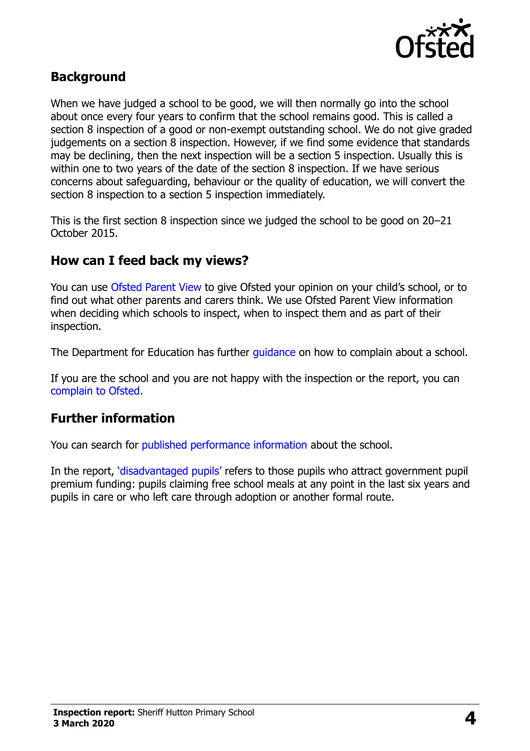## Background

When we have judged a school to be good, we will then normally go into the school about once every four years to confirm that the school remains good. This is called a section 8 inspection of a good or non-exempt outstanding school. We do not give graded judgements on a section 8 inspection. However, if we find some evidence that standards may be declining, then the next inspection will be a section 5 inspection. Usually this is within one to two years of the date of the section 8 inspection. If we have serious concerns about safeguarding, behaviour or the quality of education, we will convert the section 8 inspection to a section 5 inspection immediately.

This is the first section 8 inspection since we judged the school to be good on 20–21 October 2015.

## How can I feed back my views?

You can use Ofsted Parent View to give Ofsted your opinion on your child's school, or to find out what other parents and carers think. We use Ofsted Parent View information when deciding which schools to inspect, when to inspect them and as part of their inspection.

The Department for Education has further guidance on how to complain about a school.

If you are the school and you are not happy with the inspection or the report, you can complain to Ofsted.

## Further information

You can search for published performance information about the school.

In the report, 'disadvantaged pupils' refers to those pupils who attract government pupil premium funding: pupils claiming free school meals at any point in the last six years and pupils in care or who left care through adoption or another formal route.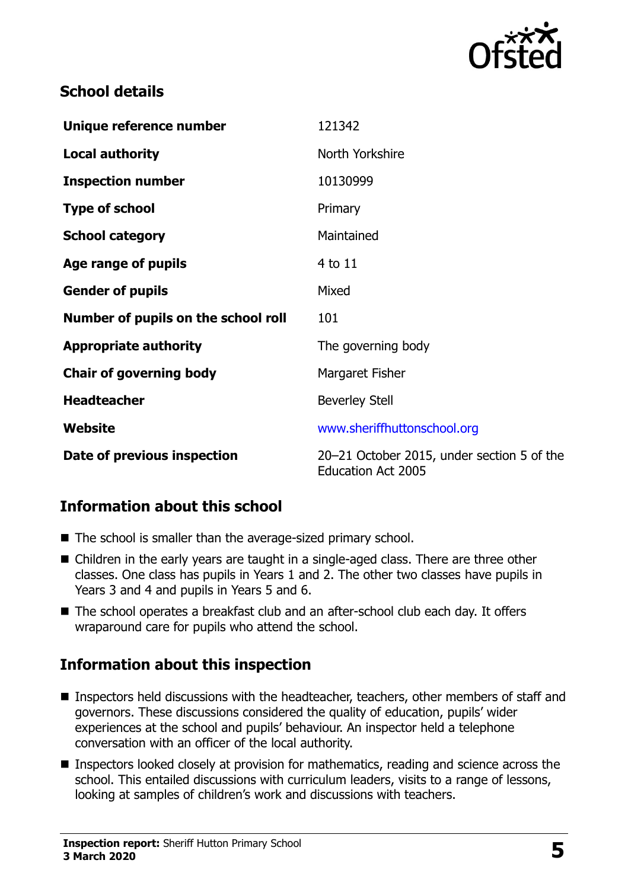## School details

| | |
|---|---|
| **Unique reference number** | 121342 |
| **Local authority** | North Yorkshire |
| **Inspection number** | 10130999 |
| **Type of school** | Primary |
| **School category** | Maintained |
| **Age range of pupils** | 4 to 11 |
| **Gender of pupils** | Mixed |
| **Number of pupils on the school roll** | 101 |
| **Appropriate authority** | The governing body |
| **Chair of governing body** | Margaret Fisher |
| **Headteacher** | Beverley Stell |
| **Website** | www.sheriffhuttonschool.org |
| **Date of previous inspection** | 20–21 October 2015, under section 5 of the Education Act 2005 |

## Information about this school

- The school is smaller than the average-sized primary school.
- Children in the early years are taught in a single-aged class. There are three other classes. One class has pupils in Years 1 and 2. The other two classes have pupils in Years 3 and 4 and pupils in Years 5 and 6.
- The school operates a breakfast club and an after-school club each day. It offers wraparound care for pupils who attend the school.

## Information about this inspection

- Inspectors held discussions with the headteacher, teachers, other members of staff and governors. These discussions considered the quality of education, pupils' wider experiences at the school and pupils' behaviour. An inspector held a telephone conversation with an officer of the local authority.
- Inspectors looked closely at provision for mathematics, reading and science across the school. This entailed discussions with curriculum leaders, visits to a range of lessons, looking at samples of children's work and discussions with teachers.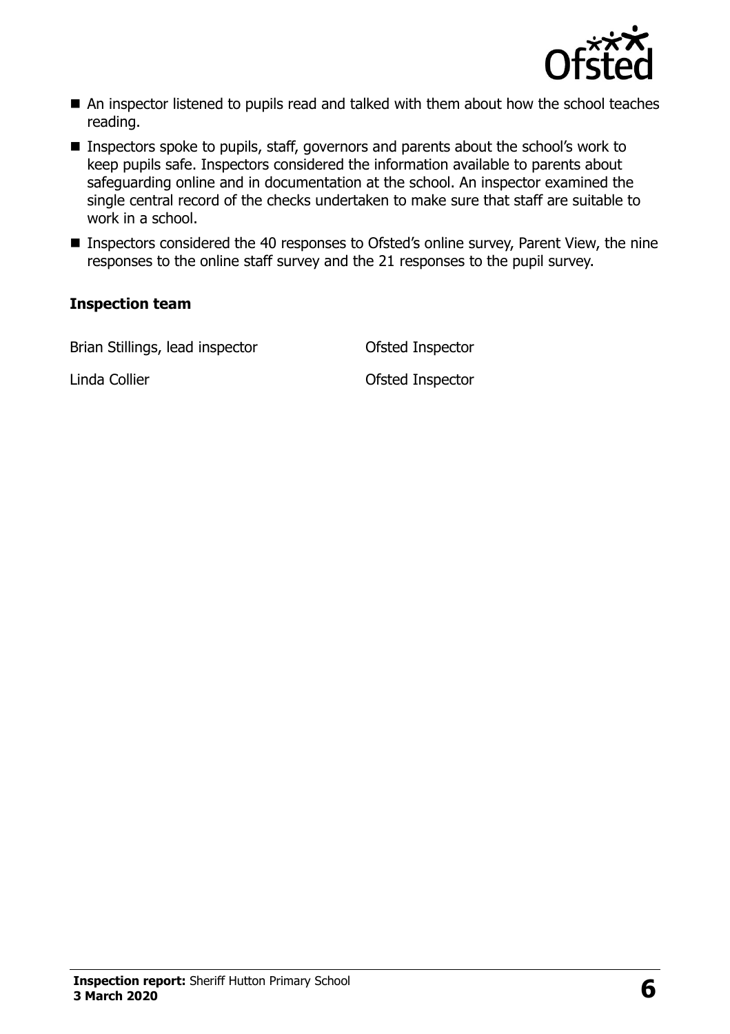- An inspector listened to pupils read and talked with them about how the school teaches reading.
- Inspectors spoke to pupils, staff, governors and parents about the school's work to keep pupils safe. Inspectors considered the information available to parents about safeguarding online and in documentation at the school. An inspector examined the single central record of the checks undertaken to make sure that staff are suitable to work in a school.
- Inspectors considered the 40 responses to Ofsted's online survey, Parent View, the nine responses to the online staff survey and the 21 responses to the pupil survey.

**Inspection team**

| | |
|---|---|
| Brian Stillings, lead inspector | Ofsted Inspector |
| Linda Collier | Ofsted Inspector |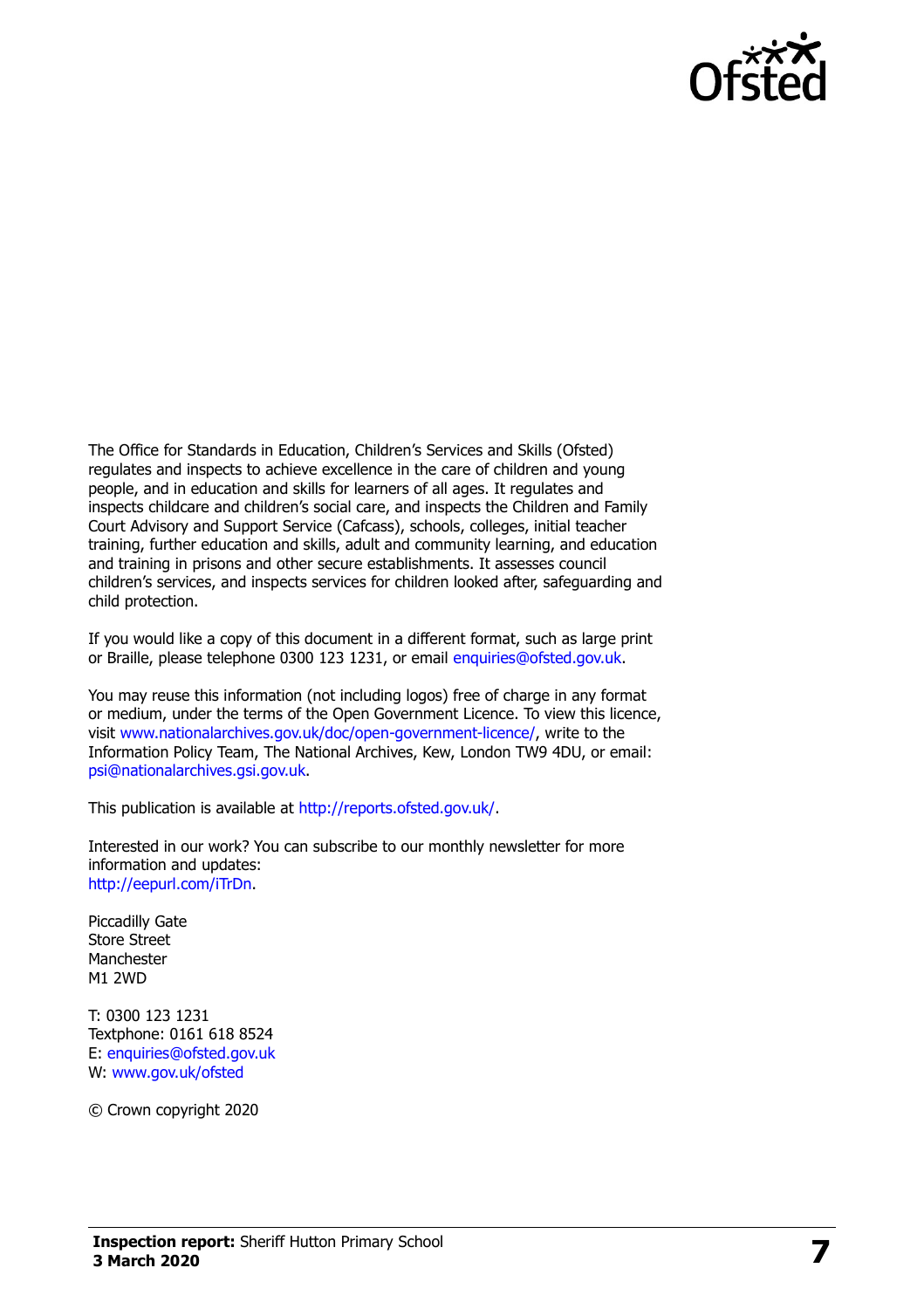The Office for Standards in Education, Children's Services and Skills (Ofsted) regulates and inspects to achieve excellence in the care of children and young people, and in education and skills for learners of all ages. It regulates and inspects childcare and children's social care, and inspects the Children and Family Court Advisory and Support Service (Cafcass), schools, colleges, initial teacher training, further education and skills, adult and community learning, and education and training in prisons and other secure establishments. It assesses council children's services, and inspects services for children looked after, safeguarding and child protection.

If you would like a copy of this document in a different format, such as large print or Braille, please telephone 0300 123 1231, or email enquiries@ofsted.gov.uk.

You may reuse this information (not including logos) free of charge in any format or medium, under the terms of the Open Government Licence. To view this licence, visit www.nationalarchives.gov.uk/doc/open-government-licence/, write to the Information Policy Team, The National Archives, Kew, London TW9 4DU, or email: psi@nationalarchives.gsi.gov.uk.

This publication is available at http://reports.ofsted.gov.uk/.

Interested in our work? You can subscribe to our monthly newsletter for more information and updates:
http://eepurl.com/iTrDn.

Piccadilly Gate
Store Street
Manchester
M1 2WD

T: 0300 123 1231
Textphone: 0161 618 8524
E: enquiries@ofsted.gov.uk
W: www.gov.uk/ofsted

© Crown copyright 2020